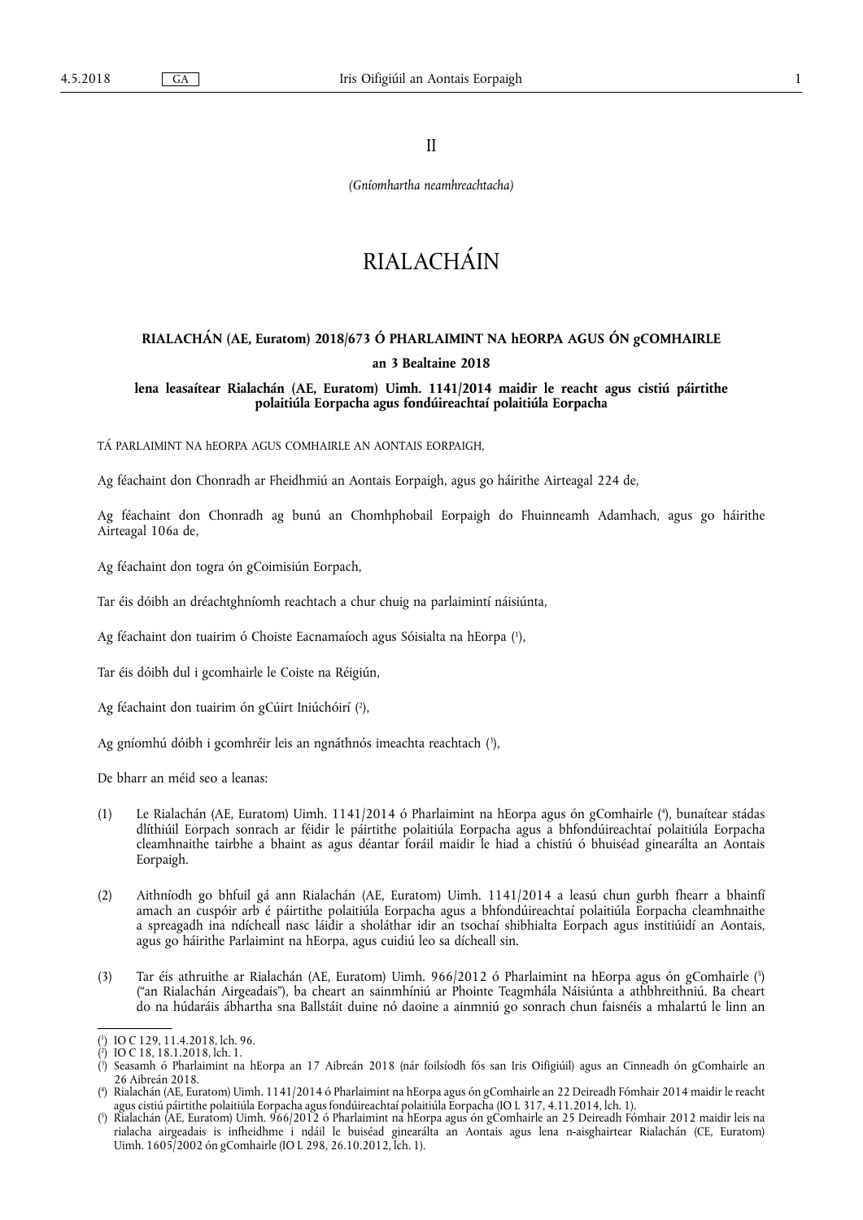II

*(Gníomhartha neamhreachtacha)*

# RIALACHÁIN

## RIALACHÁN (AE, Euratom) 2018/673 Ó PHARLAIMINT NA hEORPA AGUS ÓN gCOMHAIRLE

## an 3 Bealtaine 2018

### lena leasaítear Rialachán (AE, Euratom) Uimh. 1141/2014 maidir le reacht agus cistiú páirtithe polaitiúla Eorpacha agus fondúireachtaí polaitiúla Eorpacha

TÁ PARLAIMINT NA hEORPA AGUS COMHAIRLE AN AONTAIS EORPAIGH,

Ag féachaint don Chonradh ar Fheidhmiú an Aontais Eorpaigh, agus go háirithe Airteagal 224 de,

Ag féachaint don Chonradh ag bunú an Chomhphobail Eorpaigh do Fhuinneamh Adamhach, agus go háirithe Airteagal 106a de,

Ag féachaint don togra ón gCoimisiún Eorpach,

Tar éis dóibh an dréachtghníomh reachtach a chur chuig na parlaimintí náisiúnta,

Ag féachaint don tuairim ó Choiste Eacnamaíoch agus Sóisialta na hEorpa [1],

Tar éis dóibh dul i gcomhairle le Coiste na Réigiún,

Ag féachaint don tuairim ón gCúirt Iniúchóirí [2],

Ag gníomhú dóibh i gcomhréir leis an ngnáthnós imeachta reachtach [3],

De bharr an méid seo a leanas:

(1) Le Rialachán (AE, Euratom) Uimh. 1141/2014 ó Pharlaimint na hEorpa agus ón gComhairle [4], bunaítear stádas dlíthiúil Eorpach sonrach ar féidir le páirtithe polaitiúla Eorpacha agus a bhfondúireachtaí polaitiúla Eorpacha cleamhnaithe tairbhe a bhaint as agus déantar foráil maidir le hiad a chistiú ó bhuiséad ginearálta an Aontais Eorpaigh.

(2) Aithníodh go bhfuil gá ann Rialachán (AE, Euratom) Uimh. 1141/2014 a leasú chun gurbh fhearr a bhainfí amach an cuspóir arb é páirtithe polaitiúla Eorpacha agus a bhfondúireachtaí polaitiúla Eorpacha cleamhnaithe a spreagadh ina ndícheall nasc láidir a sholáthar idir an tsochaí shibhialta Eorpach agus institiúidí an Aontais, agus go háirithe Parlaimint na hEorpa, agus cuidiú leo sa dícheall sin.

(3) Tar éis athruithe ar Rialachán (AE, Euratom) Uimh. 966/2012 ó Pharlaimint na hEorpa agus ón gComhairle [5] ("an Rialachán Airgeadais"), ba cheart an sainmhíniú ar Phointe Teagmhála Náisiúnta a athbhreithniú. Ba cheart do na húdaráis ábhartha sna Ballstáit duine nó daoine a ainmniú go sonrach chun faisnéis a mhalartú le linn an

---

[1] IO C 129, 11.4.2018, lch. 96.

[2] IO C 18, 18.1.2018, lch. 1.

[3] Seasamh ó Pharlaimint na hEorpa an 17 Aibreán 2018 (nár foilsíodh fós san Iris Oifigiúil) agus an Cinneadh ón gComhairle an 26 Aibreán 2018.

[4] Rialachán (AE, Euratom) Uimh. 1141/2014 ó Pharlaimint na hEorpa agus ón gComhairle an 22 Deireadh Fómhair 2014 maidir le reacht agus cistiú páirtithe polaitiúla Eorpacha agus fondúireachtaí polaitiúla Eorpacha (IO L 317, 4.11.2014, lch. 1).

[5] Rialachán (AE, Euratom) Uimh. 966/2012 ó Pharlaimint na hEorpa agus ón gComhairle an 25 Deireadh Fómhair 2012 maidir leis na rialacha airgeadais is infheidhme i ndáil le buiséad ginearálta an Aontais agus lena n-aisghairtear Rialachán (CE, Euratom) Uimh. 1605/2002 ón gComhairle (IO L 298, 26.10.2012, lch. 1).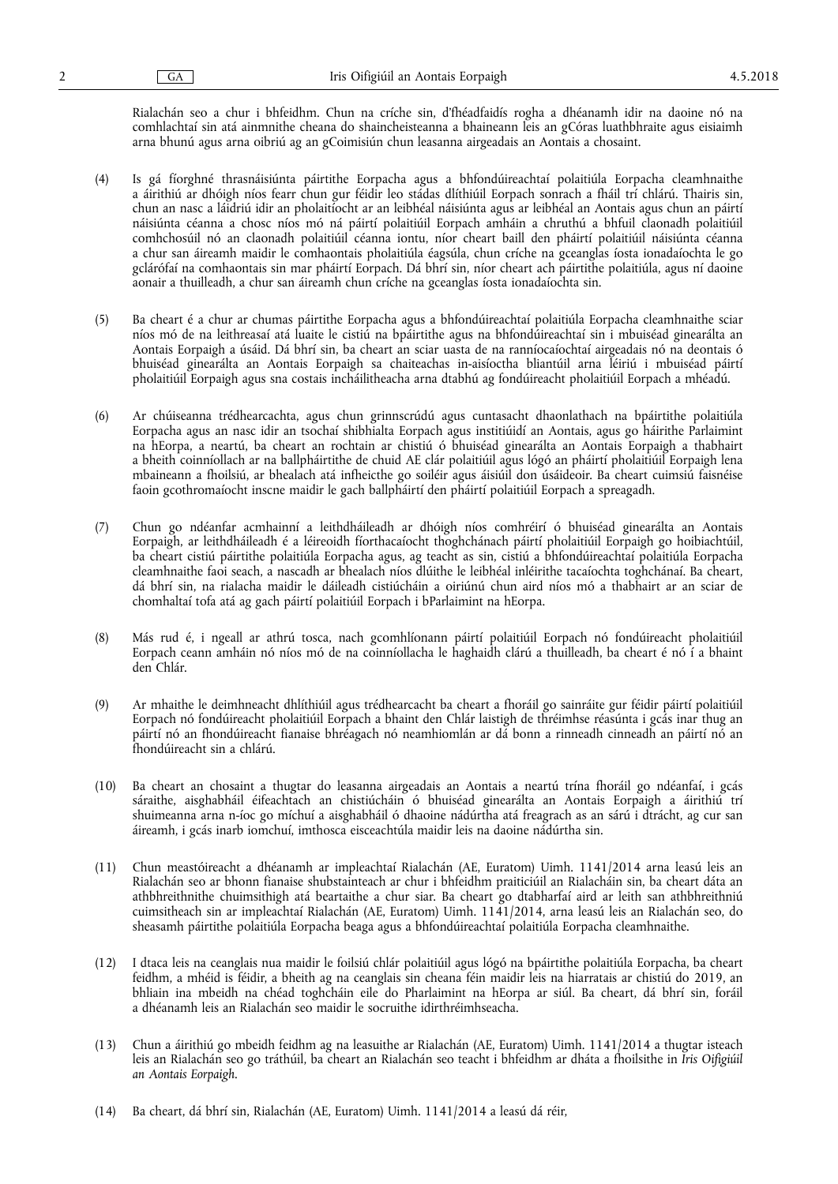Rialachán seo a chur i bhfeidhm. Chun na críche sin, d'fhéadfaidís rogha a dhéanamh idir na daoine nó na comhlachtaí sin atá ainmnithe cheana do shaincheisteanna a bhaineann leis an gCóras luathbhraite agus eisiaimh arna bhunú agus arna oibriú ag an gCoimisiún chun leasanna airgeadais an Aontais a chosaint.

(4) Is gá fíorghné thrasnáisiúnta páirtithe Eorpacha agus a bhfondúireachtaí polaitiúla Eorpacha cleamhnaithe a áirithiú ar dhóigh níos fearr chun gur féidir leo stádas dlíthiúil Eorpach sonrach a fháil trí chlárú. Thairis sin, chun an nasc a láidriú idir an pholaitíocht ar an leibhéal náisiúnta agus ar leibhéal an Aontais agus chun an páirtí náisiúnta céanna a chosc níos mó ná páirtí polaitiúil Eorpach amháin a chruthú a bhfuil claonadh polaitiúil comhchosúil nó an claonadh polaitiúil céanna iontu, níor cheart baill den pháirtí polaitiúil náisiúnta céanna a chur san áireamh maidir le comhaontais pholaitiúla éagsúla, chun críche na gceanglas íosta ionadaíochta le go gclárófaí na comhaontais sin mar pháirtí Eorpach. Dá bhrí sin, níor cheart ach páirtithe polaitiúla, agus ní daoine aonair a thuilleadh, a chur san áireamh chun críche na gceanglas íosta ionadaíochta sin.

(5) Ba cheart é a chur ar chumas páirtithe Eorpacha agus a bhfondúireachtaí polaitiúla Eorpacha cleamhnaithe sciar níos mó de na leithreasaí atá luaite le cistiú na bpáirtithe agus na bhfondúireachtaí sin i mbuiséad ginearálta an Aontais Eorpaigh a úsáid. Dá bhrí sin, ba cheart an sciar uasta de na ranníocaíochtaí airgeadais nó na deontais ó bhuiséad ginearálta an Aontais Eorpaigh sa chaiteachas in-aisíoctha bliantúil arna léiriú i mbuiséad páirtí pholaitiúil Eorpaigh agus sna costais incháilitheacha arna dtabhú ag fondúireacht pholaitiúil Eorpach a mhéadú.

(6) Ar chúiseanna trédhearcachta, agus chun grinnscrúdú agus cuntasacht dhaonlathach na bpáirtithe polaitiúla Eorpacha agus an nasc idir an tsochaí shibhialta Eorpach agus institiúidí an Aontais, agus go háirithe Parlaimint na hEorpa, a neartú, ba cheart an rochtain ar chistiú ó bhuiséad ginearálta an Aontais Eorpaigh a thabhairt a bheith coinníollach ar na ballpháirtithe de chuid AE clár polaitiúil agus lógó an pháirtí pholaitiúil Eorpaigh lena mbaineann a fhoilsiú, ar bhealach atá infheicthe go soiléir agus áisiúil don úsáideoir. Ba cheart cuimsiú faisnéise faoin gcothromaíocht inscne maidir le gach ballpháirtí den pháirtí polaitiúil Eorpach a spreagadh.

(7) Chun go ndéanfar acmhainní a leithdháileadh ar dhóigh níos comhréirí ó bhuiséad ginearálta an Aontais Eorpaigh, ar leithdháileadh é a léireoidh fíorthacaíocht thoghchánach páirtí pholaitiúil Eorpaigh go hoibiachtúil, ba cheart cistiú páirtithe polaitiúla Eorpacha agus, ag teacht as sin, cistiú a bhfondúireachtaí polaitiúla Eorpacha cleamhnaithe faoi seach, a nascadh ar bhealach níos dlúithe le leibhéal inléirithe tacaíochta toghchánaí. Ba cheart, dá bhrí sin, na rialacha maidir le dáileadh cistiúcháin a oiriúnú chun aird níos mó a thabhairt ar an sciar de chomhaltaí tofa atá ag gach páirtí polaitiúil Eorpach i bParlaimint na hEorpa.

(8) Más rud é, i ngeall ar athrú tosca, nach gcomhlíonann páirtí polaitiúil Eorpach nó fondúireacht pholaitiúil Eorpach ceann amháin nó níos mó de na coinníollacha le haghaidh clárú a thuilleadh, ba cheart é nó í a bhaint den Chlár.

(9) Ar mhaithe le deimhneacht dhlíthiúil agus trédhearcacht ba cheart a fhoráil go sainráite gur féidir páirtí polaitiúil Eorpach nó fondúireacht pholaitiúil Eorpach a bhaint den Chlár laistigh de thréimhse réasúnta i gcás inar thug an páirtí nó an fhondúireacht fianaise bhréagach nó neamhiomlán ar dá bonn a rinneadh cinneadh an páirtí nó an fhondúireacht sin a chlárú.

(10) Ba cheart an chosaint a thugtar do leasanna airgeadais an Aontais a neartú trína fhoráil go ndéanfaí, i gcás sáraithe, aisghabháil éifeachtach an chistiúcháin ó bhuiséad ginearálta an Aontais Eorpaigh a áirithiú trí shuimeanna arna n-íoc go míchuí a aisghabháil ó dhaoine nádúrtha atá freagrach as an sárú i dtrácht, ag cur san áireamh, i gcás inarb iomchuí, imthosca eisceachtúla maidir leis na daoine nádúrtha sin.

(11) Chun meastóireacht a dhéanamh ar impleachtaí Rialachán (AE, Euratom) Uimh. 1141/2014 arna leasú leis an Rialachán seo ar bhonn fianaise shubstaintiúil ar chur i bhfeidhm praiticiúil an Rialacháin sin, ba cheart dáta an athbhreithnithe chuimsithigh atá beartaithe a chur siar. Ba cheart go dtabharfaí aird ar leith san athbhreithniú cuimsitheach sin ar impleachtaí Rialachán (AE, Euratom) Uimh. 1141/2014, arna leasú leis an Rialachán seo, do sheasamh páirtithe polaitiúla Eorpacha beaga agus a bhfondúireachtaí polaitiúla Eorpacha cleamhnaithe.

(12) I dtaca leis na ceanglais nua maidir le foilsiú chlár polaitiúil agus lógó na bpáirtithe polaitiúla Eorpacha, ba cheart feidhm, a mhéid is féidir, a bheith ag na ceanglais sin cheana féin maidir leis na hiarratais ar chistiú do 2019, an bhliain ina mbeidh na chéad toghcháin eile do Pharlaimint na hEorpa ar siúl. Ba cheart, dá bhrí sin, foráil a dhéanamh leis an Rialachán seo maidir le socruithe idirthréimhseacha.

(13) Chun a áirithiú go mbeidh feidhm ag na leasuithe ar Rialachán (AE, Euratom) Uimh. 1141/2014 a thugtar isteach leis an Rialachán seo go tráthúil, ba cheart an Rialachán seo teacht i bhfeidhm ar dháta a fhoilsithe in *Iris Oifigiúil an Aontais Eorpaigh*.

(14) Ba cheart, dá bhrí sin, Rialachán (AE, Euratom) Uimh. 1141/2014 a leasú dá réir,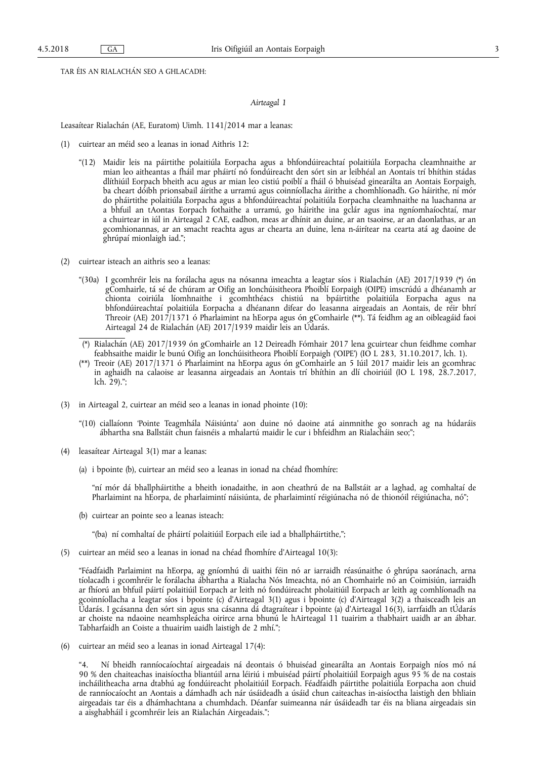TAR ÉIS AN RIALACHÁN SEO A GHLACADH:

*Airteagal 1*

Leasaítear Rialachán (AE, Euratom) Uimh. 1141/2014 mar a leanas:

(1) cuirtear an méid seo a leanas in ionad Aithris 12:

"(12) Maidir leis na páirtithe polaitiúla Eorpacha agus a bhfondúireachtaí polaitiúla Eorpacha cleamhnaithe ar mian leo aitheantas a fháil mar pháirtí nó fondúireacht den sórt sin ar leibhéal an Aontais trí bhíthin stádas dlíthiúil Eorpach bheith acu agus ar mian leo cistiú poiblí a fháil ó bhuiséad ginearálta an Aontais Eorpaigh, ba cheart dóibh prionsabail áirithe a urramú agus coinníollacha áirithe a chomhlíonadh. Go háirithe, ní mór do pháirtithe polaitiúla Eorpacha agus a bhfondúireachtaí polaitiúla Eorpacha cleamhnaithe na luachanna ar a bhfuil an tAontas Eorpach fothaithe a urramú, go háirithe ina gclár agus ina ngníomhaíochtaí, mar a chuirtear in iúl in Airteagal 2 CAE, eadhon, meas ar dhínit an duine, ar an tsaoirse, ar an daonlathas, ar an gcomhionannas, ar an smacht reachta agus ar chearta an duine, lena n-áirítear na cearta atá ag daoine de ghrúpaí mionlaigh iad.";

(2) cuirtear isteach an aithris seo a leanas:

"(30a) I gcomhréir leis na forálacha agus na nósanna imeachta a leagtar síos i Rialachán (AE) 2017/1939 (\*) ón gComhairle, tá sé de chúram ar Oifig an Ionchúisitheora Phoiblí Eorpaigh (OIPE) imscrúdú a dhéanamh ar chionta coiriúla líomhnaithe i gcomhthéacs chistiú na bpáirtithe polaitiúla Eorpacha agus na bhfondúireachtaí polaitiúla Eorpacha a dhéanann difear do leasanna airgeadais an Aontais, de réir bhrí Threoir (AE) 2017/1371 ó Pharlaimint na hEorpa agus ón gComhairle (\*\*). Tá feidhm ag an oibleagáid faoi Airteagal 24 de Rialachán (AE) 2017/1939 maidir leis an Údarás.

(\*) Rialachán (AE) 2017/1939 ón gComhairle an 12 Deireadh Fómhair 2017 lena gcuirtear chun feidhme comhar feabhsaithe maidir le bunú Oifig an Ionchúisitheora Phoiblí Eorpaigh ('OIPE') (IO L 283, 31.10.2017, lch. 1).

(\*\*) Treoir (AE) 2017/1371 ó Pharlaimint na hEorpa agus ón gComhairle an 5 Iúil 2017 maidir leis an gcomhrac in aghaidh na calaoise ar leasanna airgeadais an Aontais trí bhíthin an dlí choiriúil (IO L 198, 28.7.2017, lch. 29).";

(3) in Airteagal 2, cuirtear an méid seo a leanas in ionad phointe (10):

"(10) ciallaíonn 'Pointe Teagmhála Náisiúnta' aon duine nó daoine atá ainmnithe go sonrach ag na húdaráis ábhartha sna Ballstáit chun faisnéis a mhalartú maidir le cur i bhfeidhm an Rialacháin seo;";

(4) leasaítear Airteagal 3(1) mar a leanas:

(a) i bpointe (b), cuirtear an méid seo a leanas in ionad na chéad fhomhíre:

"ní mór dá bhallpháirtithe a bheith ionadaithe, in aon cheathrú de na Ballstáit ar a laghad, ag comhaltaí de Pharlaimint na hEorpa, de pharlaimintí náisiúnta, de pharlaimintí réigiúnacha nó de thionóil réigiúnacha, nó";

(b) cuirtear an pointe seo a leanas isteach:

"(ba) ní comhaltaí de pháirtí polaitiúil Eorpach eile iad a bhallpháirtithe,";

(5) cuirtear an méid seo a leanas in ionad na chéad fhomhíre d'Airteagal 10(3):

"Féadfaidh Parlaimint na hEorpa, ag gníomhú di uaithi féin nó ar iarraidh réasúnaithe ó ghrúpa saoránach, arna tíolacadh i gcomhréir le forálacha ábhartha a Rialacha Nós Imeachta, nó an Chomhairle nó an Coimisiún, iarraidh ar fhíorú an bhfuil páirtí polaitiúil Eorpach ar leith nó fondúireacht pholaitiúil Eorpach ar leith ag comhlíonadh na gcoinníollacha a leagtar síos i bpointe (c) d'Airteagal 3(1) agus i bpointe (c) d'Airteagal 3(2) a thaisceadh leis an Údarás. I gcásanna den sórt sin agus sna cásanna dá dtagraítear i bpointe (a) d'Airteagal 16(3), iarrfaidh an tÚdarás ar choiste na ndaoine neamhspleácha oirirce arna bhunú le hAirteagal 11 tuairim a thabhairt uaidh ar an ábhar. Tabharfaidh an Coiste a thuairim uaidh laistigh de 2 mhí.";

(6) cuirtear an méid seo a leanas in ionad Airteagal 17(4):

"4. Ní bheidh ranníocaíochtaí airgeadais ná deontais ó bhuiséad ginearálta an Aontais Eorpaigh níos mó ná 90 % den chaiteachas inaisíoctha bliantúil arna léiriú i mbuiséad páirtí pholaitiúil Eorpaigh agus 95 % de na costais incháilitheacha arna dtabhú ag fondúireacht pholaitiúil Eorpach. Féadfaidh páirtithe polaitiúla Eorpacha aon chuid de ranníocaíocht an Aontais a dámhadh ach nár úsáideadh a úsáid chun caiteachas in-aisíoctha laistigh den bhliain airgeadais tar éis a dhámhachtana a chumhdach. Déanfar suimeanna nár úsáideadh tar éis na bliana airgeadais sin a aisghabháil i gcomhréir leis an Rialachán Airgeadais.";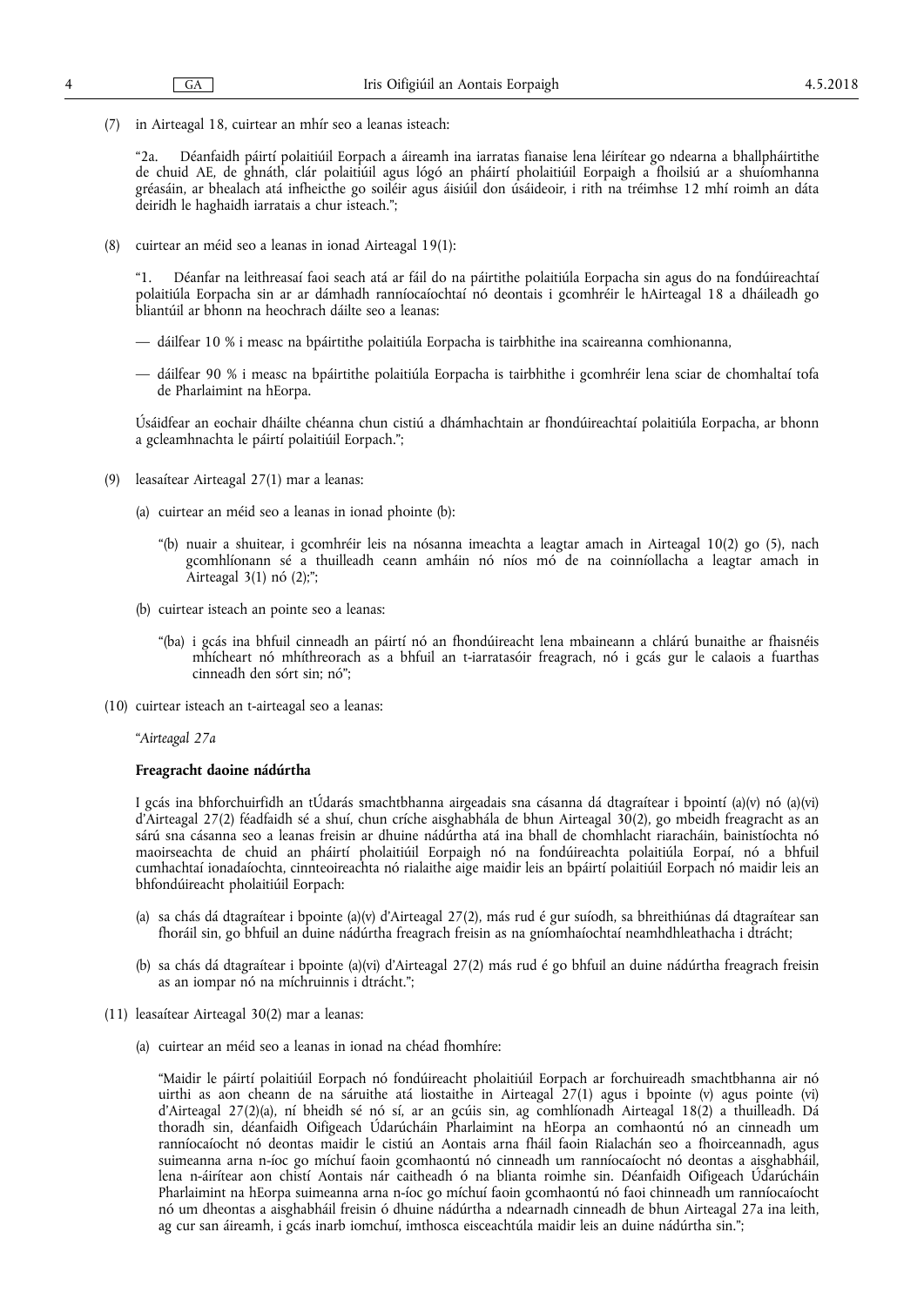(7) in Airteagal 18, cuirtear an mhír seo a leanas isteach:

"2a. Déanfaidh páirtí polaitiúil Eorpach a áireamh ina iarratas fianaise lena léirítear go ndearna a bhallpháirtithe de chuid AE, de ghnáth, clár polaitiúil agus lógó an pháirtí pholaitiúil Eorpaigh a fhoilsiú ar a shuíomhanna gréasáin, ar bhealach atá infheicthe go soiléir agus áisiúil don úsáideoir, i rith na tréimhse 12 mhí roimh an dáta deiridh le haghaidh iarratais a chur isteach.";

(8) cuirtear an méid seo a leanas in ionad Airteagal 19(1):

"1. Déanfar na leithreasaí faoi seach atá ar fáil do na páirtithe polaitiúla Eorpacha sin agus do na fondúireachtaí polaitiúla Eorpacha sin ar ar dámhadh ranníocaíochtaí nó deontais i gcomhréir le hAirteagal 18 a dháileadh go bliantúil ar bhonn na heochrach dáilte seo a leanas:

— dáilfear 10 % i measc na bpáirtithe polaitiúla Eorpacha is tairbhithe ina scaireanna comhionanna,

— dáilfear 90 % i measc na bpáirtithe polaitiúla Eorpacha is tairbhithe i gcomhréir lena sciar de chomhaltaí tofa de Pharlaimint na hEorpa.

Úsáidfear an eochair dháilte chéanna chun cistiú a dhámhachtain ar fhondúireachtaí polaitiúla Eorpacha, ar bhonn a gcleamhnachta le páirtí polaitiúil Eorpach.";

(9) leasaítear Airteagal 27(1) mar a leanas:

(a) cuirtear an méid seo a leanas in ionad phointe (b):

"(b) nuair a shuitear, i gcomhréir leis na nósanna imeachta a leagtar amach in Airteagal 10(2) go (5), nach gcomhlíonann sé a thuilleadh ceann amháin nó níos mó de na coinníollacha a leagtar amach in Airteagal 3(1) nó (2);";

(b) cuirtear isteach an pointe seo a leanas:

"(ba) i gcás ina bhfuil cinneadh an páirtí nó an fhondúireacht lena mbaineann a chlárú bunaithe ar fhaisnéis mhícheart nó mhíthreorach as a bhfuil an t-iarratasóir freagrach, nó i gcás gur le calaois a fuarthas cinneadh den sórt sin; nó";

(10) cuirtear isteach an t-airteagal seo a leanas:

"*Airteagal 27a*

**Freagracht daoine nádúrtha**

I gcás ina bhforchuirfidh an tÚdarás smachtbhanna airgeadais sna cásanna dá dtagraítear i bpointí (a)(v) nó (a)(vi) d'Airteagal 27(2) féadfaidh sé a shuí, chun críche aisghabhála de bhun Airteagal 30(2), go mbeidh freagracht as an sárú sna cásanna seo a leanas freisin ar dhuine nádúrtha atá ina bhall de chomhlacht riaracháin, bainistíochta nó maoirseachta de chuid an pháirtí pholaitiúil Eorpaigh nó na fondúireachta polaitiúla Eorpaí, nó a bhfuil cumhachtaí ionadaíochta, cinnteoireachta nó rialaithe aige maidir leis an bpáirtí polaitiúil Eorpach nó maidir leis an bhfondúireacht pholaitiúil Eorpach:

(a) sa chás dá dtagraítear i bpointe (a)(v) d'Airteagal 27(2), más rud é gur suíodh, sa bhreithiúnas dá dtagraítear san fhoráil sin, go bhfuil an duine nádúrtha freagrach freisin as na gníomhaíochtaí neamhdhleathacha i dtrácht;

(b) sa chás dá dtagraítear i bpointe (a)(vi) d'Airteagal 27(2) más rud é go bhfuil an duine nádúrtha freagrach freisin as an iompar nó na míchruinnis i dtrácht.";

(11) leasaítear Airteagal 30(2) mar a leanas:

(a) cuirtear an méid seo a leanas in ionad na chéad fhomhíre:

"Maidir le páirtí polaitiúil Eorpach nó fondúireacht pholaitiúil Eorpach ar forchuireadh smachtbhanna air nó uirthi as aon cheann de na sáruithe atá liostaithe in Airteagal 27(1) agus i bpointe (v) agus pointe (vi) d'Airteagal 27(2)(a), ní bheidh sé nó sí, ar an gcúis sin, ag comhlíonadh Airteagal 18(2) a thuilleadh. Dá thoradh sin, déanfaidh Oifigeach Údarúcháin Pharlaimint na hEorpa an comhaontú nó an cinneadh um ranníocaíocht nó deontas maidir le cistiú an Aontais arna fháil faoin Rialachán seo a fhoirceannadh, agus suimeanna arna n-íoc go míchuí faoin gcomhaontú nó cinneadh um ranníocaíocht nó deontas a aisghabháil, lena n-áirítear aon chistí Aontais nár caitheadh ó na blianta roimhe sin. Déanfaidh Oifigeach Údarúcháin Pharlaimint na hEorpa suimeanna arna n-íoc go míchuí faoin gcomhaontú nó faoi chinneadh um ranníocaíocht nó um dheontas a aisghabháil freisin ó dhuine nádúrtha a ndearnadh cinneadh de bhun Airteagal 27a ina leith, ag cur san áireamh, i gcás inarb iomchuí, imthosca eisceachtúla maidir leis an duine nádúrtha sin.";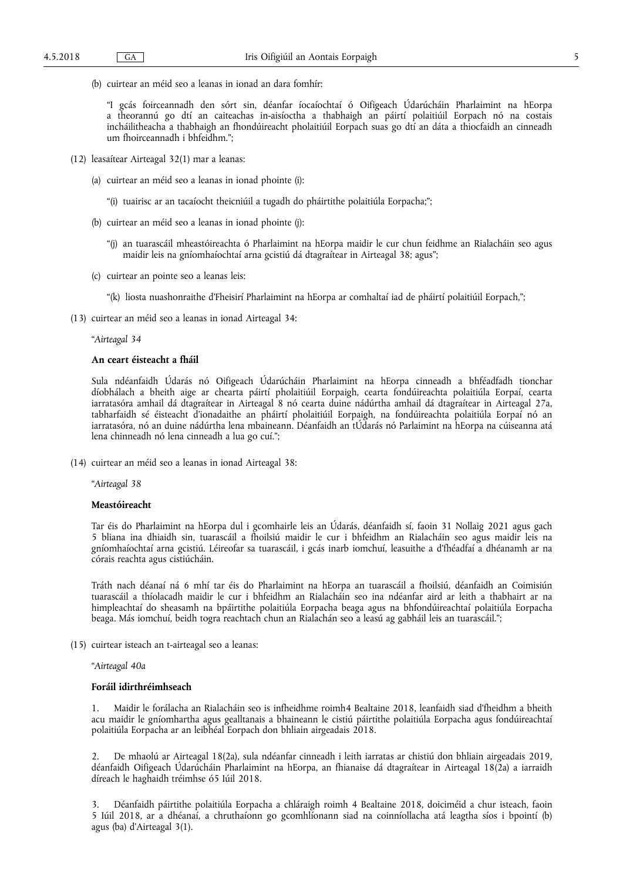(b) cuirtear an méid seo a leanas in ionad an dara fomhír:

"I gcás foirceannadh den sórt sin, déanfar íocaíochtaí ó Oifigeach Údarúcháin Pharlaimint na hEorpa a theorannú go dtí an caiteachas in-aisíoctha a thabhaigh an páirtí polaitiúil Eorpach nó na costais incháilitheacha a thabhaigh an fhondúireacht pholaitiúil Eorpach suas go dtí an dáta a thiocfaidh an cinneadh um fhoirceannadh i bhfeidhm.";

(12) leasaítear Airteagal 32(1) mar a leanas:

(a) cuirtear an méid seo a leanas in ionad phointe (i):

"(i) tuairisc ar an tacaíocht theicniúil a tugadh do pháirtithe polaitiúla Eorpacha;";

(b) cuirtear an méid seo a leanas in ionad phointe (j):

"(j) an tuarascáil mheastóireachta ó Pharlaimint na hEorpa maidir le cur chun feidhme an Rialacháin seo agus maidir leis na gníomhaíochtaí arna gcistiú dá dtagraítear in Airteagal 38; agus";

(c) cuirtear an pointe seo a leanas leis:

"(k) liosta nuashonraithe d'Fheisirí Pharlaimint na hEorpa ar comhaltaí iad de pháirtí polaitiúil Eorpach,";

(13) cuirtear an méid seo a leanas in ionad Airteagal 34:

"*Airteagal 34*

**An ceart éisteacht a fháil**

Sula ndéanfaidh Údarás nó Oifigeach Údarúcháin Pharlaimint na hEorpa cinneadh a bhféadfadh tionchar díobhálach a bheith aige ar chearta páirtí pholaitiúil Eorpaigh, cearta fondúireachta polaitiúla Eorpaí, cearta iarratasóra amhail dá dtagraítear in Airteagal 8 nó cearta duine nádúrtha amhail dá dtagraítear in Airteagal 27a, tabharfaidh sé éisteacht d'ionadaithe an pháirtí pholaitiúil Eorpaigh, na fondúireachta polaitiúla Eorpaí nó an iarratasóra, nó an duine nádúrtha lena mbaineann. Déanfaidh an tÚdarás nó Parlaimint na hEorpa na cúiseanna atá lena chinneadh nó lena cinneadh a lua go cuí.";

(14) cuirtear an méid seo a leanas in ionad Airteagal 38:

"*Airteagal 38*

**Meastóireacht**

Tar éis do Pharlaimint na hEorpa dul i gcomhairle leis an Údarás, déanfaidh sí, faoin 31 Nollaig 2021 agus gach 5 bliana ina dhiaidh sin, tuarascáil a fhoilsiú maidir le cur i bhfeidhm an Rialacháin seo agus maidir leis na gníomhaíochtaí arna gcistiú. Léireofar sa tuarascáil, i gcás inarb iomchuí, leasuithe a d'fhéadfaí a dhéanamh ar na córais reachta agus cistiúcháin.

Tráth nach déanaí ná 6 mhí tar éis do Pharlaimint na hEorpa an tuarascáil a fhoilsiú, déanfaidh an Coimisiún tuarascáil a thíolacadh maidir le cur i bhfeidhm an Rialacháin seo ina ndéanfar aird ar leith a thabhairt ar na himpleachtaí do sheasamh na bpáirtithe polaitiúla Eorpacha beaga agus na bhfondúireachtaí polaitiúla Eorpacha beaga. Más iomchuí, beidh togra reachtach chun an Rialachán seo a leasú ag gabháil leis an tuarascáil.";

(15) cuirtear isteach an t-airteagal seo a leanas:

"*Airteagal 40a*

**Foráil idirthréimhseach**

1. Maidir le forálacha an Rialacháin seo is infheidhme roimh4 Bealtaine 2018, leanfaidh siad d'fheidhm a bheith acu maidir le gníomhartha agus gealltanais a bhaineann le cistiú páirtithe polaitiúla Eorpacha agus fondúireachtaí polaitiúla Eorpacha ar an leibhéal Eorpach don bhliain airgeadais 2018.

2. De mhaolú ar Airteagal 18(2a), sula ndéanfar cinneadh i leith iarratas ar chistiú don bhliain airgeadais 2019, déanfaidh Oifigeach Údarúcháin Pharlaimint na hEorpa, an fhianaise dá dtagraítear in Airteagal 18(2a) a iarraidh díreach le haghaidh tréimhse ó5 Iúil 2018.

3. Déanfaidh páirtithe polaitiúla Eorpacha a chláraigh roimh 4 Bealtaine 2018, doiciméid a chur isteach, faoin 5 Iúil 2018, ar a dhéanaí, a chruthaíonn go gcomhlíonann siad na coinníollacha atá leagtha síos i bpointí (b) agus (ba) d'Airteagal 3(1).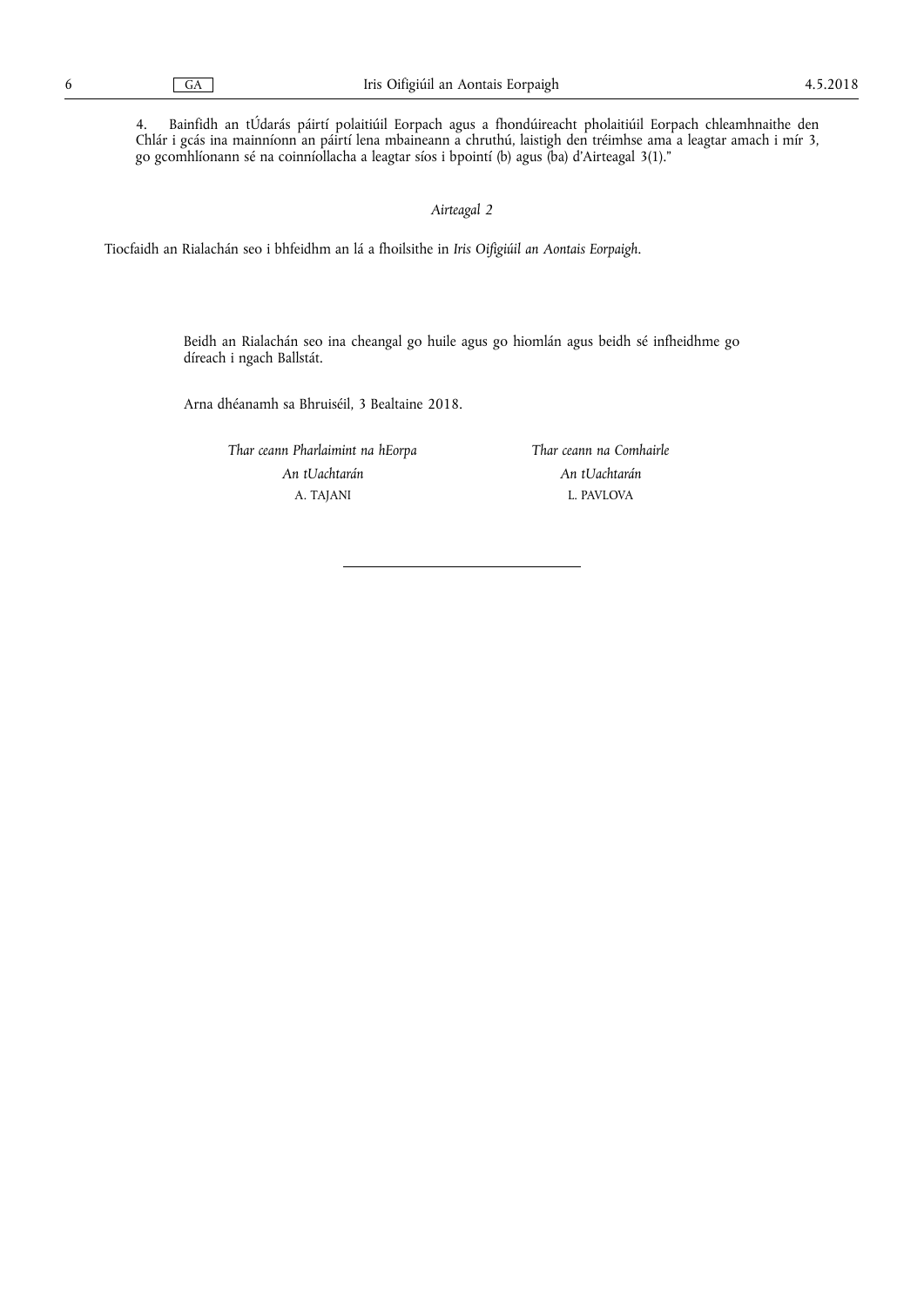4. Bainfidh an tÚdarás páirtí polaitiúil Eorpach agus a fhondúireacht pholaitiúil Eorpach chleamhnaithe den Chlár i gcás ina mainníonn an páirtí lena mbaineann a chruthú, laistigh den tréimhse ama a leagtar amach i mír 3, go gcomhlíonann sé na coinníollacha a leagtar síos i bpointí (b) agus (ba) d'Airteagal 3(1)."

*Airteagal 2*

Tiocfaidh an Rialachán seo i bhfeidhm an lá a fhoilsithe in *Iris Oifigiúil an Aontais Eorpaigh*.

Beidh an Rialachán seo ina cheangal go huile agus go hiomlán agus beidh sé infheidhme go díreach i ngach Ballstát.

Arna dhéanamh sa Bhruiséil, 3 Bealtaine 2018.

*Thar ceann Pharlaimint na hEorpa*

*An tUachtarán*

A. TAJANI

*Thar ceann na Comhairle*

*An tUachtarán*

L. PAVLOVA